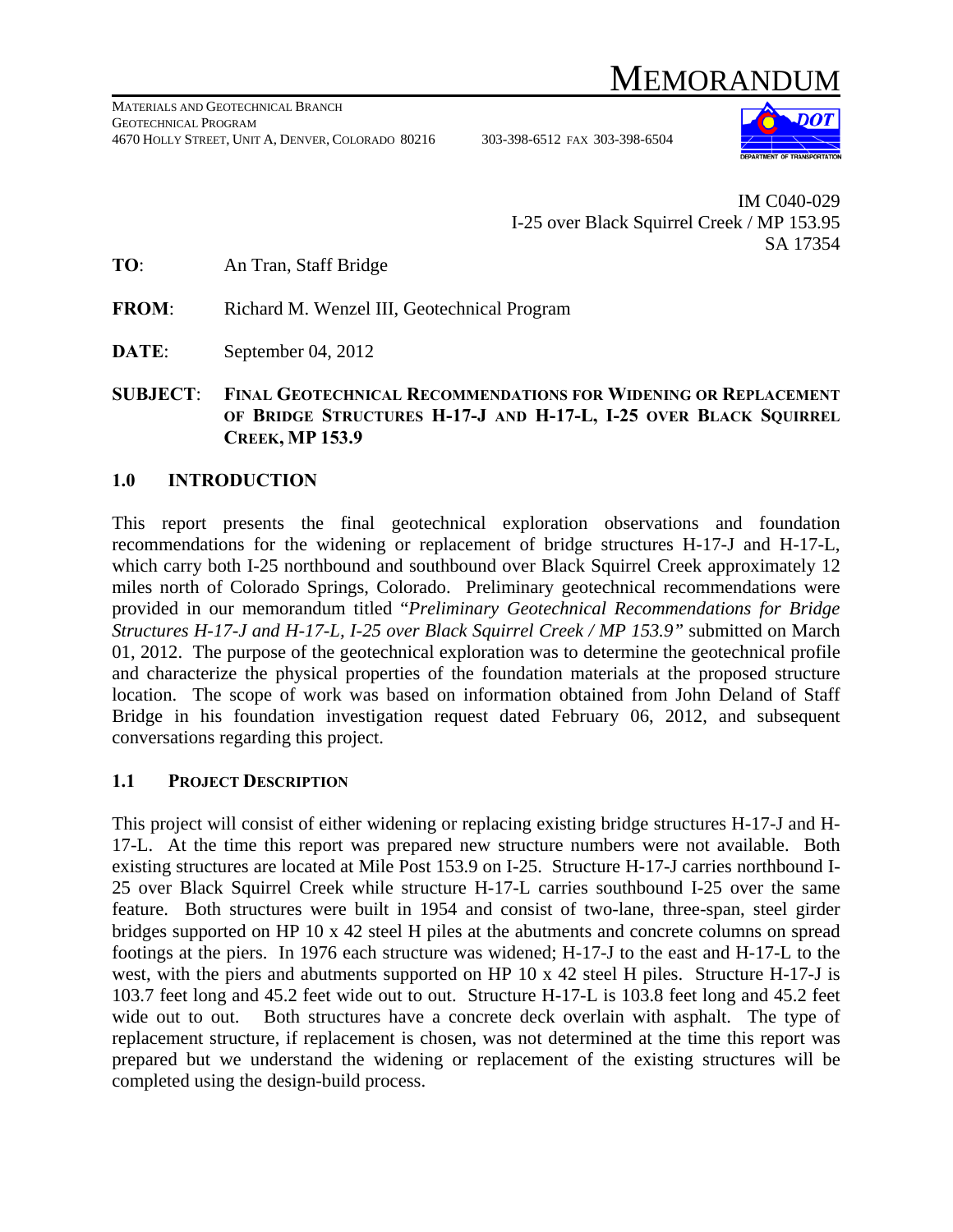# MEMORANDUM

MATERIALS AND GEOTECHNICAL BRANCH
GEOTECHNICAL PROGRAM
4670 HOLLY STREET, UNIT A, DENVER, COLORADO 80216 303-398-6512 FAX 303-398-6504

IM C040-029
I-25 over Black Squirrel Creek / MP 153.95
SA 17354

**TO**: An Tran, Staff Bridge

**FROM**: Richard M. Wenzel III, Geotechnical Program

**DATE**: September 04, 2012

**SUBJECT**: **FINAL GEOTECHNICAL RECOMMENDATIONS FOR WIDENING OR REPLACEMENT OF BRIDGE STRUCTURES H-17-J AND H-17-L, I-25 OVER BLACK SQUIRREL CREEK, MP 153.9**

## 1.0 INTRODUCTION

This report presents the final geotechnical exploration observations and foundation recommendations for the widening or replacement of bridge structures H-17-J and H-17-L, which carry both I-25 northbound and southbound over Black Squirrel Creek approximately 12 miles north of Colorado Springs, Colorado. Preliminary geotechnical recommendations were provided in our memorandum titled *"Preliminary Geotechnical Recommendations for Bridge Structures H-17-J and H-17-L, I-25 over Black Squirrel Creek / MP 153.9"* submitted on March 01, 2012. The purpose of the geotechnical exploration was to determine the geotechnical profile and characterize the physical properties of the foundation materials at the proposed structure location. The scope of work was based on information obtained from John Deland of Staff Bridge in his foundation investigation request dated February 06, 2012, and subsequent conversations regarding this project.

### 1.1 PROJECT DESCRIPTION

This project will consist of either widening or replacing existing bridge structures H-17-J and H-17-L. At the time this report was prepared new structure numbers were not available. Both existing structures are located at Mile Post 153.9 on I-25. Structure H-17-J carries northbound I-25 over Black Squirrel Creek while structure H-17-L carries southbound I-25 over the same feature. Both structures were built in 1954 and consist of two-lane, three-span, steel girder bridges supported on HP 10 x 42 steel H piles at the abutments and concrete columns on spread footings at the piers. In 1976 each structure was widened; H-17-J to the east and H-17-L to the west, with the piers and abutments supported on HP 10 x 42 steel H piles. Structure H-17-J is 103.7 feet long and 45.2 feet wide out to out. Structure H-17-L is 103.8 feet long and 45.2 feet wide out to out. Both structures have a concrete deck overlain with asphalt. The type of replacement structure, if replacement is chosen, was not determined at the time this report was prepared but we understand the widening or replacement of the existing structures will be completed using the design-build process.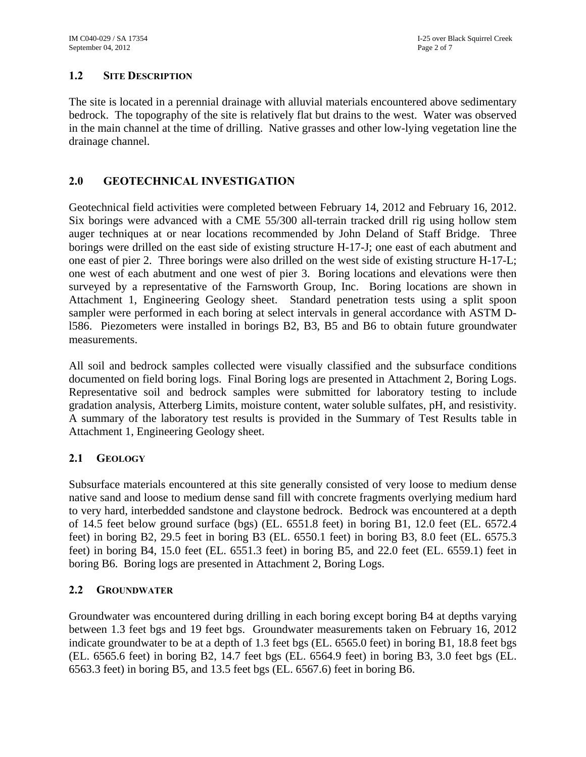## 1.2 Site Description

The site is located in a perennial drainage with alluvial materials encountered above sedimentary bedrock. The topography of the site is relatively flat but drains to the west. Water was observed in the main channel at the time of drilling. Native grasses and other low-lying vegetation line the drainage channel.

# 2.0 GEOTECHNICAL INVESTIGATION

Geotechnical field activities were completed between February 14, 2012 and February 16, 2012. Six borings were advanced with a CME 55/300 all-terrain tracked drill rig using hollow stem auger techniques at or near locations recommended by John Deland of Staff Bridge. Three borings were drilled on the east side of existing structure H-17-J; one east of each abutment and one east of pier 2. Three borings were also drilled on the west side of existing structure H-17-L; one west of each abutment and one west of pier 3. Boring locations and elevations were then surveyed by a representative of the Farnsworth Group, Inc. Boring locations are shown in Attachment 1, Engineering Geology sheet. Standard penetration tests using a split spoon sampler were performed in each boring at select intervals in general accordance with ASTM D-l586. Piezometers were installed in borings B2, B3, B5 and B6 to obtain future groundwater measurements.

All soil and bedrock samples collected were visually classified and the subsurface conditions documented on field boring logs. Final Boring logs are presented in Attachment 2, Boring Logs. Representative soil and bedrock samples were submitted for laboratory testing to include gradation analysis, Atterberg Limits, moisture content, water soluble sulfates, pH, and resistivity. A summary of the laboratory test results is provided in the Summary of Test Results table in Attachment 1, Engineering Geology sheet.

## 2.1 Geology

Subsurface materials encountered at this site generally consisted of very loose to medium dense native sand and loose to medium dense sand fill with concrete fragments overlying medium hard to very hard, interbedded sandstone and claystone bedrock. Bedrock was encountered at a depth of 14.5 feet below ground surface (bgs) (EL. 6551.8 feet) in boring B1, 12.0 feet (EL. 6572.4 feet) in boring B2, 29.5 feet in boring B3 (EL. 6550.1 feet) in boring B3, 8.0 feet (EL. 6575.3 feet) in boring B4, 15.0 feet (EL. 6551.3 feet) in boring B5, and 22.0 feet (EL. 6559.1) feet in boring B6. Boring logs are presented in Attachment 2, Boring Logs.

## 2.2 Groundwater

Groundwater was encountered during drilling in each boring except boring B4 at depths varying between 1.3 feet bgs and 19 feet bgs. Groundwater measurements taken on February 16, 2012 indicate groundwater to be at a depth of 1.3 feet bgs (EL. 6565.0 feet) in boring B1, 18.8 feet bgs (EL. 6565.6 feet) in boring B2, 14.7 feet bgs (EL. 6564.9 feet) in boring B3, 3.0 feet bgs (EL. 6563.3 feet) in boring B5, and 13.5 feet bgs (EL. 6567.6) feet in boring B6.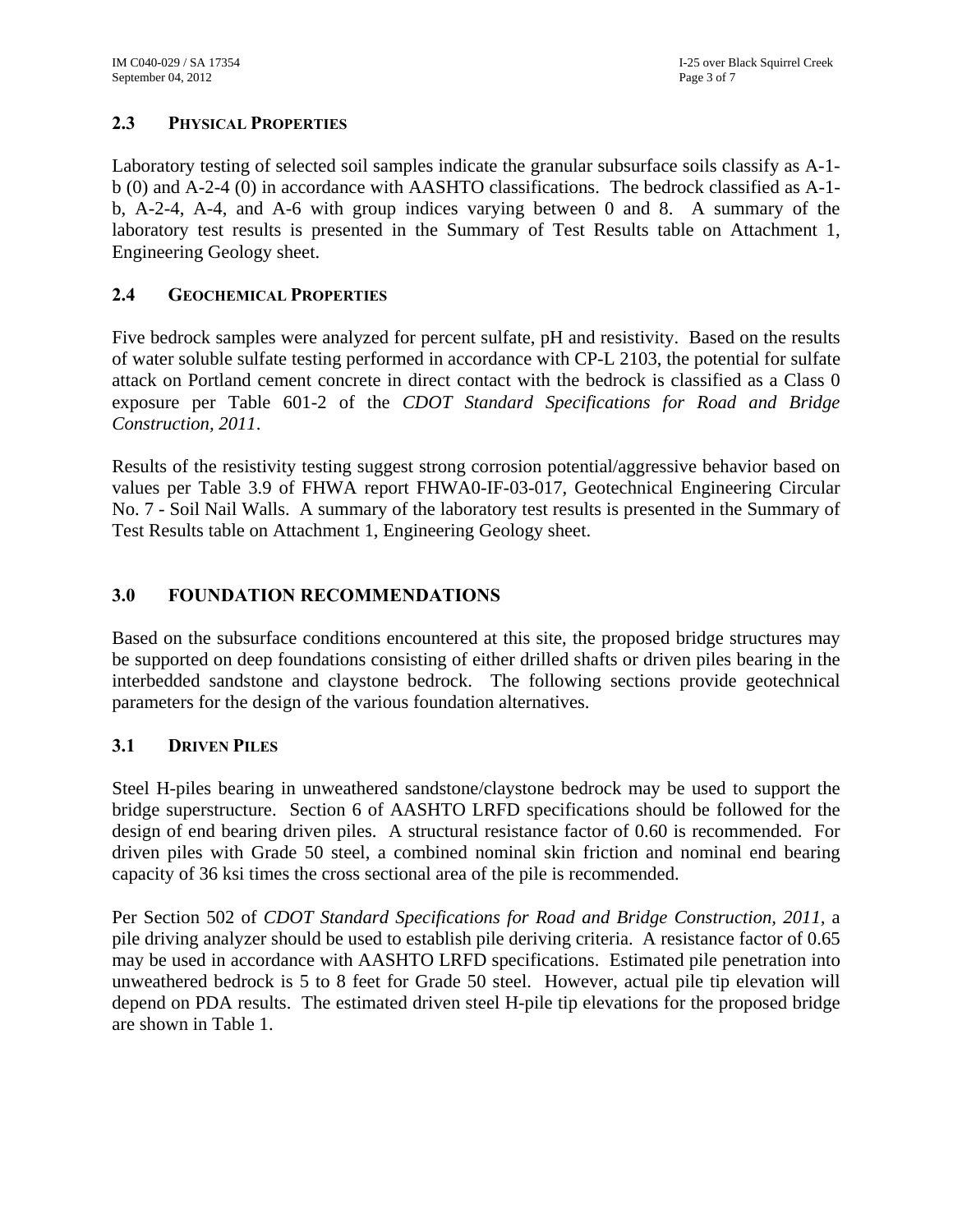### 2.3 PHYSICAL PROPERTIES

Laboratory testing of selected soil samples indicate the granular subsurface soils classify as A-1-b (0) and A-2-4 (0) in accordance with AASHTO classifications. The bedrock classified as A-1-b, A-2-4, A-4, and A-6 with group indices varying between 0 and 8. A summary of the laboratory test results is presented in the Summary of Test Results table on Attachment 1, Engineering Geology sheet.

### 2.4 GEOCHEMICAL PROPERTIES

Five bedrock samples were analyzed for percent sulfate, pH and resistivity. Based on the results of water soluble sulfate testing performed in accordance with CP-L 2103, the potential for sulfate attack on Portland cement concrete in direct contact with the bedrock is classified as a Class 0 exposure per Table 601-2 of the *CDOT Standard Specifications for Road and Bridge Construction, 2011*.

Results of the resistivity testing suggest strong corrosion potential/aggressive behavior based on values per Table 3.9 of FHWA report FHWA0-IF-03-017, Geotechnical Engineering Circular No. 7 - Soil Nail Walls. A summary of the laboratory test results is presented in the Summary of Test Results table on Attachment 1, Engineering Geology sheet.

## 3.0 FOUNDATION RECOMMENDATIONS

Based on the subsurface conditions encountered at this site, the proposed bridge structures may be supported on deep foundations consisting of either drilled shafts or driven piles bearing in the interbedded sandstone and claystone bedrock. The following sections provide geotechnical parameters for the design of the various foundation alternatives.

### 3.1 DRIVEN PILES

Steel H-piles bearing in unweathered sandstone/claystone bedrock may be used to support the bridge superstructure. Section 6 of AASHTO LRFD specifications should be followed for the design of end bearing driven piles. A structural resistance factor of 0.60 is recommended. For driven piles with Grade 50 steel, a combined nominal skin friction and nominal end bearing capacity of 36 ksi times the cross sectional area of the pile is recommended.

Per Section 502 of *CDOT Standard Specifications for Road and Bridge Construction, 2011,* a pile driving analyzer should be used to establish pile deriving criteria. A resistance factor of 0.65 may be used in accordance with AASHTO LRFD specifications. Estimated pile penetration into unweathered bedrock is 5 to 8 feet for Grade 50 steel. However, actual pile tip elevation will depend on PDA results. The estimated driven steel H-pile tip elevations for the proposed bridge are shown in Table 1.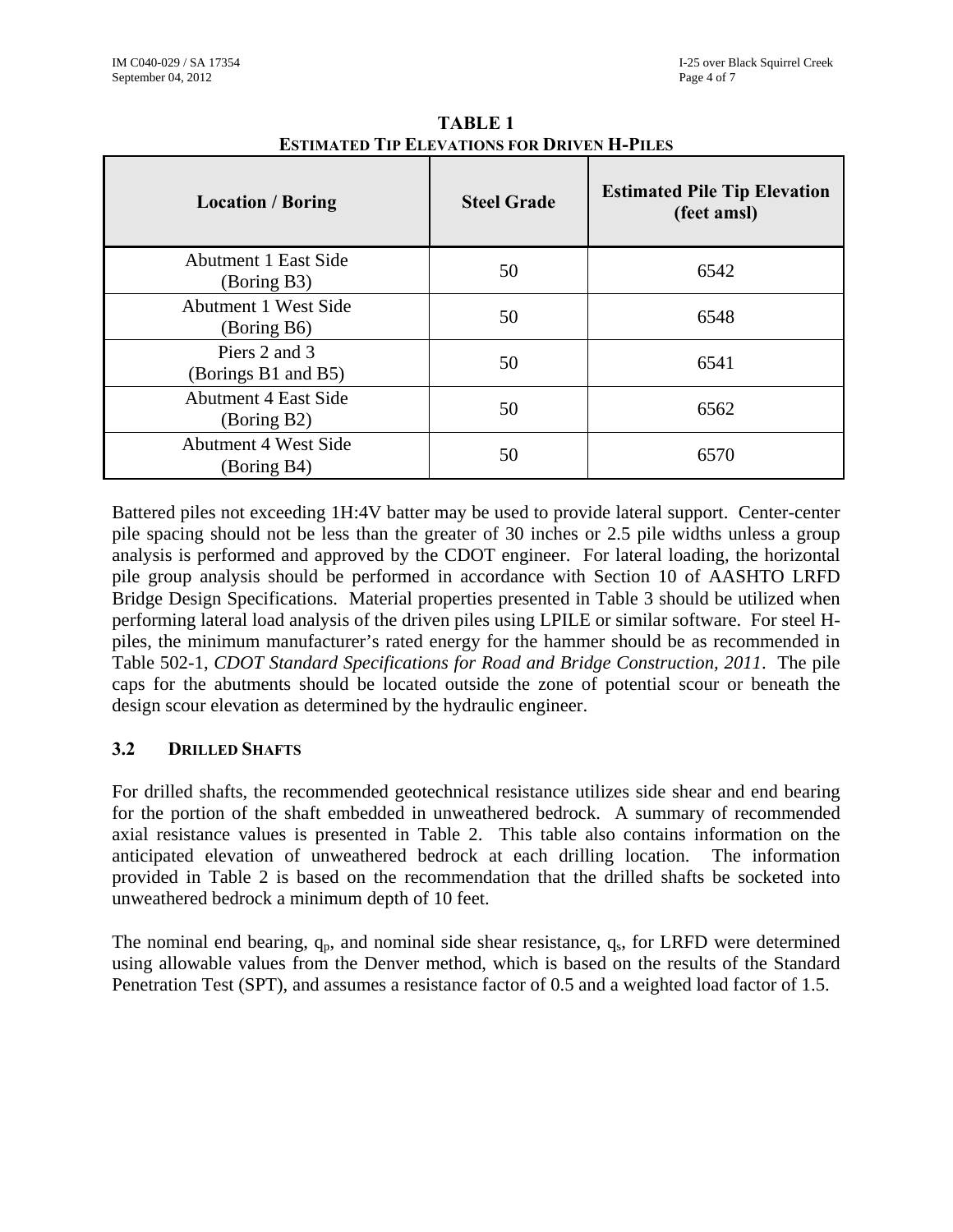**TABLE 1**
**ESTIMATED TIP ELEVATIONS FOR DRIVEN H-PILES**

| Location / Boring | Steel Grade | Estimated Pile Tip Elevation (feet amsl) |
|---|---|---|
| Abutment 1 East Side (Boring B3) | 50 | 6542 |
| Abutment 1 West Side (Boring B6) | 50 | 6548 |
| Piers 2 and 3 (Borings B1 and B5) | 50 | 6541 |
| Abutment 4 East Side (Boring B2) | 50 | 6562 |
| Abutment 4 West Side (Boring B4) | 50 | 6570 |

Battered piles not exceeding 1H:4V batter may be used to provide lateral support. Center-center pile spacing should not be less than the greater of 30 inches or 2.5 pile widths unless a group analysis is performed and approved by the CDOT engineer. For lateral loading, the horizontal pile group analysis should be performed in accordance with Section 10 of AASHTO LRFD Bridge Design Specifications. Material properties presented in Table 3 should be utilized when performing lateral load analysis of the driven piles using LPILE or similar software. For steel H-piles, the minimum manufacturer's rated energy for the hammer should be as recommended in Table 502-1, *CDOT Standard Specifications for Road and Bridge Construction, 2011*. The pile caps for the abutments should be located outside the zone of potential scour or beneath the design scour elevation as determined by the hydraulic engineer.

### 3.2 DRILLED SHAFTS

For drilled shafts, the recommended geotechnical resistance utilizes side shear and end bearing for the portion of the shaft embedded in unweathered bedrock. A summary of recommended axial resistance values is presented in Table 2. This table also contains information on the anticipated elevation of unweathered bedrock at each drilling location. The information provided in Table 2 is based on the recommendation that the drilled shafts be socketed into unweathered bedrock a minimum depth of 10 feet.

The nominal end bearing, $q_p$, and nominal side shear resistance, $q_s$, for LRFD were determined using allowable values from the Denver method, which is based on the results of the Standard Penetration Test (SPT), and assumes a resistance factor of 0.5 and a weighted load factor of 1.5.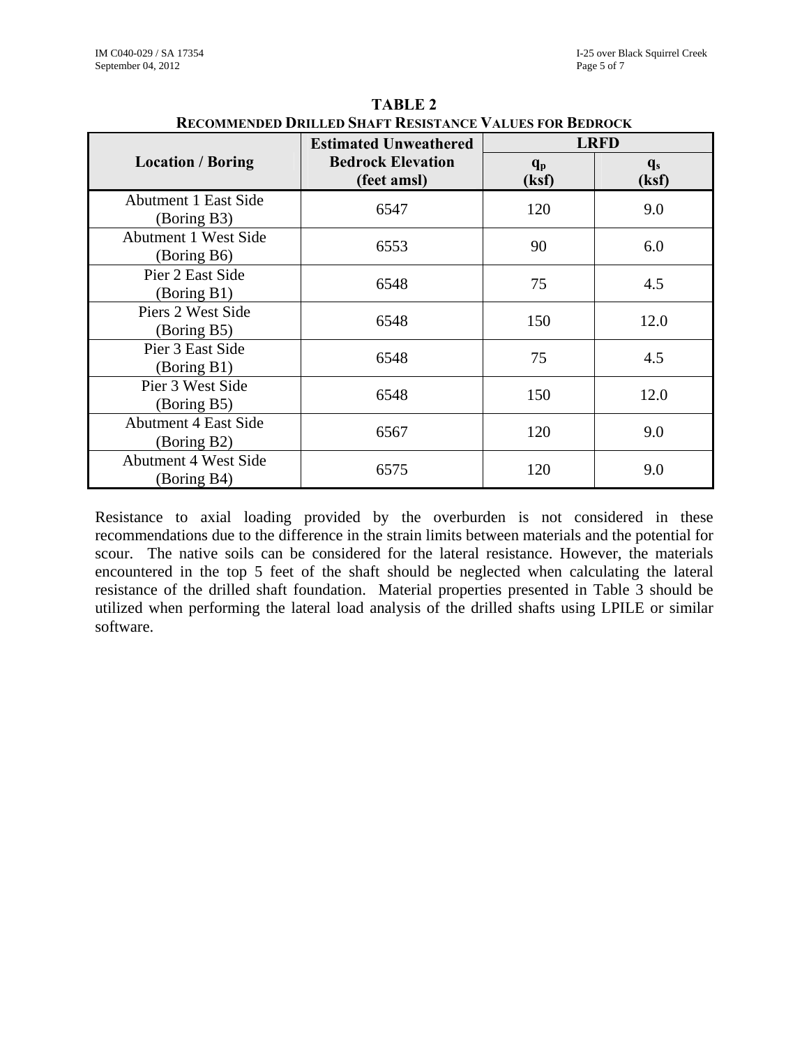**TABLE 2**
**RECOMMENDED DRILLED SHAFT RESISTANCE VALUES FOR BEDROCK**

| Location / Boring | Estimated Unweathered Bedrock Elevation (feet amsl) | LRFD | |
|---|---|---|---|
| | | $q_p$ (ksf) | $q_s$ (ksf) |
| Abutment 1 East Side (Boring B3) | 6547 | 120 | 9.0 |
| Abutment 1 West Side (Boring B6) | 6553 | 90 | 6.0 |
| Pier 2 East Side (Boring B1) | 6548 | 75 | 4.5 |
| Piers 2 West Side (Boring B5) | 6548 | 150 | 12.0 |
| Pier 3 East Side (Boring B1) | 6548 | 75 | 4.5 |
| Pier 3 West Side (Boring B5) | 6548 | 150 | 12.0 |
| Abutment 4 East Side (Boring B2) | 6567 | 120 | 9.0 |
| Abutment 4 West Side (Boring B4) | 6575 | 120 | 9.0 |

Resistance to axial loading provided by the overburden is not considered in these recommendations due to the difference in the strain limits between materials and the potential for scour. The native soils can be considered for the lateral resistance. However, the materials encountered in the top 5 feet of the shaft should be neglected when calculating the lateral resistance of the drilled shaft foundation. Material properties presented in Table 3 should be utilized when performing the lateral load analysis of the drilled shafts using LPILE or similar software.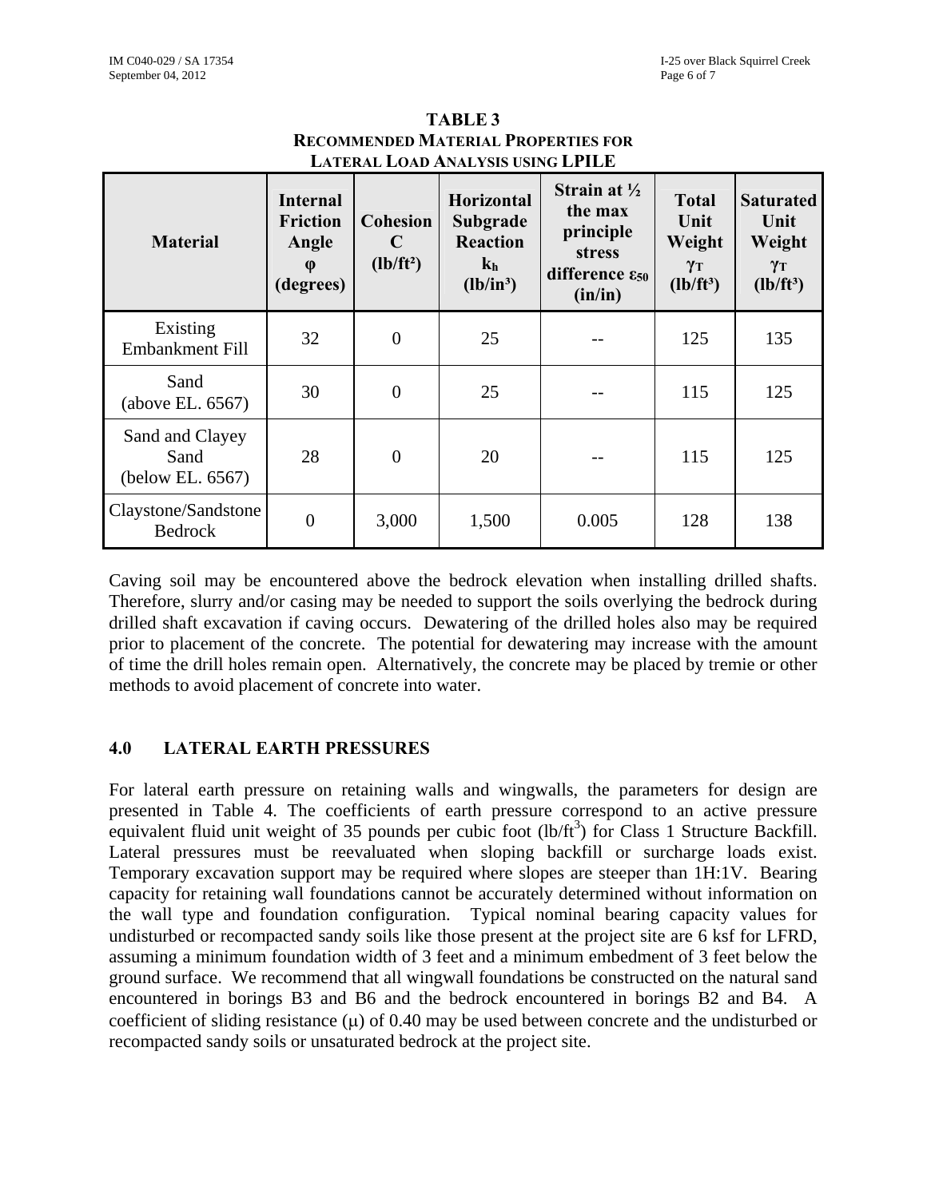**TABLE 3**
**RECOMMENDED MATERIAL PROPERTIES FOR LATERAL LOAD ANALYSIS USING LPILE**

| Material | Internal Friction Angle φ (degrees) | Cohesion C (lb/ft²) | Horizontal Subgrade Reaction $k_h$ (lb/in³) | Strain at ½ the max principle stress difference $\varepsilon_{50}$ (in/in) | Total Unit Weight $\gamma_T$ (lb/ft³) | Saturated Unit Weight $\gamma_T$ (lb/ft³) |
|---|---|---|---|---|---|---|
| Existing Embankment Fill | 32 | 0 | 25 | -- | 125 | 135 |
| Sand (above EL. 6567) | 30 | 0 | 25 | -- | 115 | 125 |
| Sand and Clayey Sand (below EL. 6567) | 28 | 0 | 20 | -- | 115 | 125 |
| Claystone/Sandstone Bedrock | 0 | 3,000 | 1,500 | 0.005 | 128 | 138 |

Caving soil may be encountered above the bedrock elevation when installing drilled shafts. Therefore, slurry and/or casing may be needed to support the soils overlying the bedrock during drilled shaft excavation if caving occurs. Dewatering of the drilled holes also may be required prior to placement of the concrete. The potential for dewatering may increase with the amount of time the drill holes remain open. Alternatively, the concrete may be placed by tremie or other methods to avoid placement of concrete into water.

## 4.0 LATERAL EARTH PRESSURES

For lateral earth pressure on retaining walls and wingwalls, the parameters for design are presented in Table 4. The coefficients of earth pressure correspond to an active pressure equivalent fluid unit weight of 35 pounds per cubic foot (lb/ft$^3$) for Class 1 Structure Backfill. Lateral pressures must be reevaluated when sloping backfill or surcharge loads exist. Temporary excavation support may be required where slopes are steeper than 1H:1V. Bearing capacity for retaining wall foundations cannot be accurately determined without information on the wall type and foundation configuration. Typical nominal bearing capacity values for undisturbed or recompacted sandy soils like those present at the project site are 6 ksf for LFRD, assuming a minimum foundation width of 3 feet and a minimum embedment of 3 feet below the ground surface. We recommend that all wingwall foundations be constructed on the natural sand encountered in borings B3 and B6 and the bedrock encountered in borings B2 and B4. A coefficient of sliding resistance (μ) of 0.40 may be used between concrete and the undisturbed or recompacted sandy soils or unsaturated bedrock at the project site.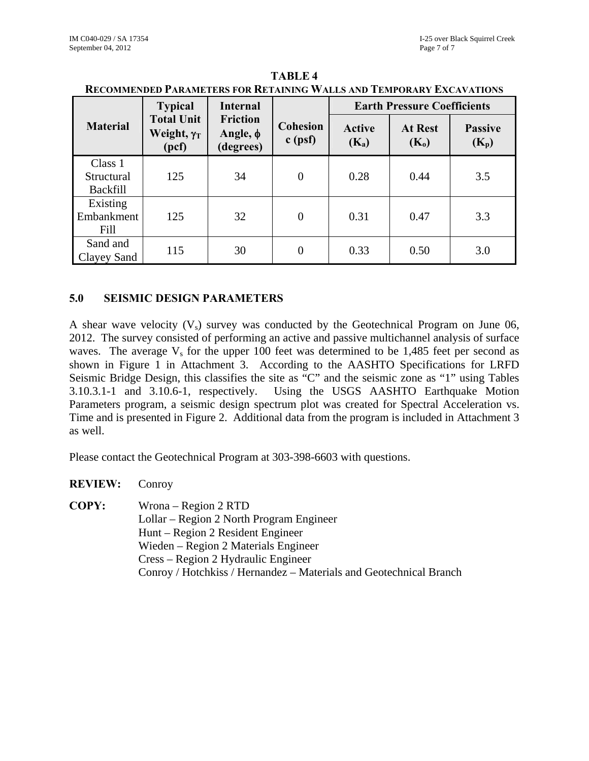**TABLE 4**
**RECOMMENDED PARAMETERS FOR RETAINING WALLS AND TEMPORARY EXCAVATIONS**

| Material | Typical Total Unit Weight, $\gamma_T$ (pcf) | Internal Friction Angle, $\phi$ (degrees) | Cohesion c (psf) | Earth Pressure Coefficients | | |
|---|---|---|---|---|---|---|
| | | | | Active ($K_a$) | At Rest ($K_o$) | Passive ($K_p$) |
| Class 1 Structural Backfill | 125 | 34 | 0 | 0.28 | 0.44 | 3.5 |
| Existing Embankment Fill | 125 | 32 | 0 | 0.31 | 0.47 | 3.3 |
| Sand and Clayey Sand | 115 | 30 | 0 | 0.33 | 0.50 | 3.0 |

## 5.0 SEISMIC DESIGN PARAMETERS

A shear wave velocity ($V_s$) survey was conducted by the Geotechnical Program on June 06, 2012. The survey consisted of performing an active and passive multichannel analysis of surface waves. The average $V_s$ for the upper 100 feet was determined to be 1,485 feet per second as shown in Figure 1 in Attachment 3. According to the AASHTO Specifications for LRFD Seismic Bridge Design, this classifies the site as "C" and the seismic zone as "1" using Tables 3.10.3.1-1 and 3.10.6-1, respectively. Using the USGS AASHTO Earthquake Motion Parameters program, a seismic design spectrum plot was created for Spectral Acceleration vs. Time and is presented in Figure 2. Additional data from the program is included in Attachment 3 as well.

Please contact the Geotechnical Program at 303-398-6603 with questions.

**REVIEW:** Conroy

**COPY:** Wrona – Region 2 RTD
Lollar – Region 2 North Program Engineer
Hunt – Region 2 Resident Engineer
Wieden – Region 2 Materials Engineer
Cress – Region 2 Hydraulic Engineer
Conroy / Hotchkiss / Hernandez – Materials and Geotechnical Branch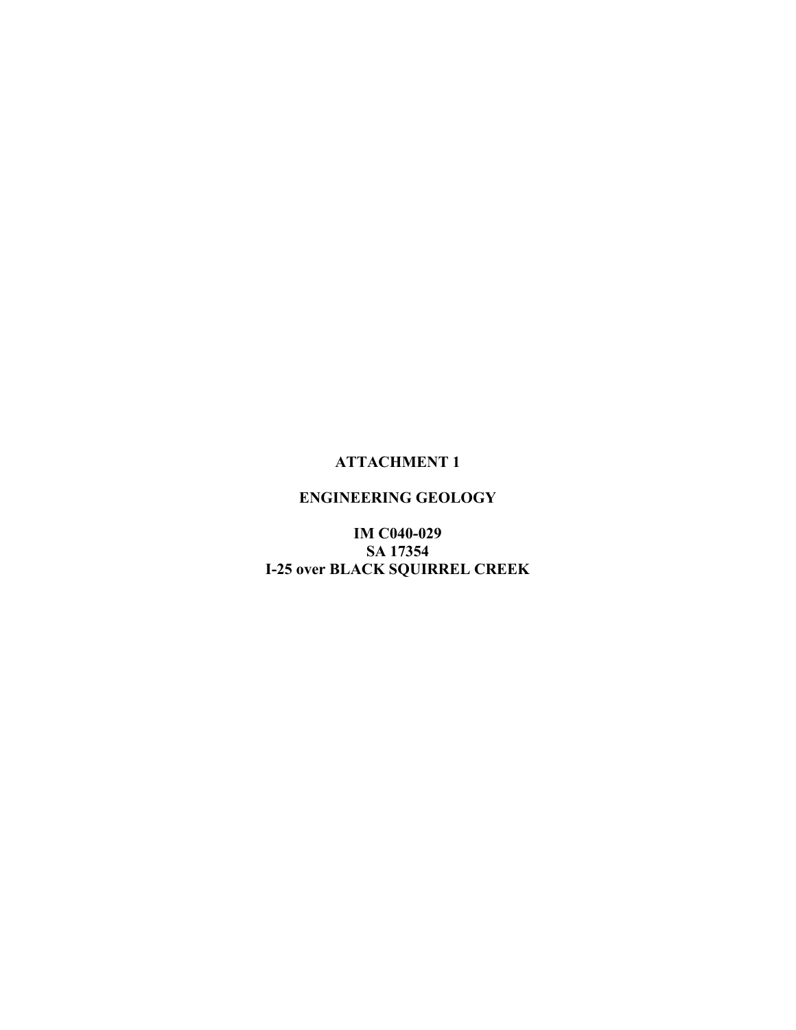**ATTACHMENT 1**

**ENGINEERING GEOLOGY**

**IM C040-029**
**SA 17354**
**I-25 over BLACK SQUIRREL CREEK**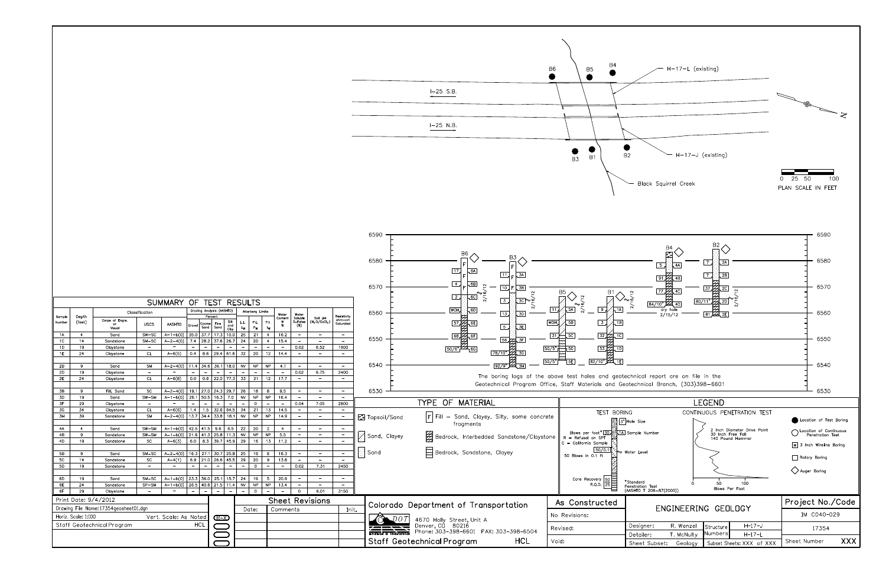## SUMMARY OF TEST RESULTS

| Sample Number | Depth (feet) | Classification: Corps of Engrs. or Visual | USCS | AASHTO | Grading Analysis (AASHTO) Percent: Gravel | Coarse Sand | Fine Sand | Silt and Clay | Atterberg Limits: LL $L_W$ | PL $P_W$ | PI $I_W$ | Water Content w % | Water Soluble Sulfates (%) | Soil pH ($H_2O/CaCl_2$) | Resistivity ohm-cm Saturated |
|---|---|---|---|---|---|---|---|---|---|---|---|---|---|---|---|
| 1A | 4 | Sand | SW-SC | A-1-b(0) | 25.0 | 37.7 | 17.3 | 10.0 | 25 | 21 | 4 | 16.2 | – | – | – |
| 1C | 14 | Sandstone | SM-SC | A-2-4(0) | 7.4 | 28.2 | 37.6 | 26.7 | 24 | 20 | 4 | 15.4 | – | – | – |
| 1D | 19 | Claystone | – | – | – | – | – | – | – | – | – | – | 0.02 | 6.52 | 1900 |
| 1E | 24 | Claystone | CL | A-6(5) | 0.4 | 8.6 | 29.4 | 61.6 | 32 | 20 | 12 | 14.4 | – | – | – |
| | | | | | | | | | | | | | | | |
| 2B | 9 | Sand | SM | A-2-4(0) | 11.4 | 34.6 | 36.1 | 18.0 | NV | NP | NP | 4.1 | – | – | – |
| 2D | 19 | Claystone | – | – | – | – | – | – | – | – | – | – | 0.02 | 6.75 | 2400 |
| 2E | 24 | Claystone | CL | A-6(8) | 0.0 | 0.6 | 22.0 | 77.3 | 33 | 21 | 12 | 17.7 | – | – | – |
| | | | | | | | | | | | | | | | |
| 3B | 9 | Fill, Sand | SC | A-2-4(0) | 19.1 | 27.0 | 24.3 | 29.7 | 26 | 18 | 8 | 9.5 | – | – | – |
| 3D | 19 | Sand | SW-SM | A-1-b(0) | 26.1 | 50.5 | 16.3 | 7.0 | NV | NP | NP | 16.4 | – | – | – |
| 3F | 29 | Claystone | – | – | – | – | – | – | – | 0 | – | – | 0.04 | 7.05 | 2800 |
| 3G | 34 | Claystone | CL | A-6(6) | 1.4 | 1.5 | 32.6 | 64.5 | 34 | 21 | 13 | 14.5 | – | – | – |
| 3H | 39 | Sandstone | SM | A-2-4(0) | 13.7 | 34.4 | 33.8 | 18.1 | NV | NP | NP | 14.9 | – | – | – |
| | | | | | | | | | | | | | | | |
| 4A | 4 | Sand | SW-SM | A-1-b(0) | 42.5 | 41.5 | 9.6 | 6.5 | 22 | 20 | 2 | 4 | – | – | – |
| 4B | 9 | Sandstone | SW-SM | A-1-b(0) | 21.6 | 41.3 | 25.8 | 11.3 | NV | NP | NP | 5.5 | – | – | – |
| 4D | 19 | Sandstone | SC | A-6(3) | 6.0 | 8.3 | 39.7 | 45.9 | 29 | 16 | 13 | 11.2 | – | – | – |
| | | | | | | | | | | | | | | | |
| 5B | 9 | Sand | SM-SC | A-2-4(0) | 16.3 | 27.1 | 30.7 | 25.8 | 25 | 19 | 6 | 16.3 | – | – | – |
| 5C | 14 | Sandstone | SC | A-4(1) | 6.9 | 21.0 | 26.6 | 45.5 | 29 | 20 | 9 | 13.6 | – | – | – |
| 5D | 19 | Sandstone | – | – | – | – | – | – | – | – | – | – | 0.02 | 7.31 | 2450 |
| | | | | | | | | | | | | | | | |
| 6D | 19 | Sand | SM-SC | A-1-b(0) | 23.3 | 36.0 | 25.1 | 15.7 | 24 | 19 | 5 | 20.9 | – | – | – |
| 6E | 24 | Sandstone | SP-SM | A-1-b(0) | 26.5 | 40.6 | 21.5 | 11.4 | NV | NP | NP | 13.4 | – | – | – |
| 6F | 29 | Claystone | – | – | – | – | – | – | – | 0 | – | – | 0 | 8.01 | 3150 |

I-25 S.B.
I-25 N.B.
H-17-L (existing)
H-17-J (existing)
Black Squirrel Creek
B1, B2, B3, B4, B5, B6

0 25 50 100
PLAN SCALE IN FEET

The boring logs of the above test holes and geotechnical report are on file in the Geotechnical Program Office, Staff Materials and Geotechnical Branch, (303)398-6601

### TYPE OF MATERIAL

- Topsoil/Sand
- Sand, Clayey
- Sand
- F Fill – Sand, Clayey, Silty, some concrete fragments
- Bedrock, Interbedded Sandstone/Claystone
- Bedrock, Sandstone, Clayey

### LEGEND

TEST BORING
- 3" Hole Size
- Blows per foot* / 1A Sample Number
- R = Refusal on SPT
- C = California Sample
- 50/0.1 — 50 Blows in 0.1 ft
- Water Level
- Core Recovery / R.Q.D.
- *Standard Penetration Test (AASHTO T 206-87(2000))

CONTINUOUS PENETRATION TEST
- 2 Inch Diameter Drive Point, 30 Inch Free Fall, 140 Pound Hammer
- Blows Per Foot (0, 50, 100)

- Location of Test Boring
- Location of Continuous Penetration Test
- 3 Inch Wireline Boring
- Rotary Boring
- Auger Boring

| Print Date: 9/4/2012 | Sheet Revisions | | |
|---|---|---|---|
| Drawing File Name: 17354geosheet01.dgn | Date: | Comments | Init. |
| Horiz. Scale: 1:100 Vert. Scale: As Noted | | | |
| Staff Geotechnical Program HCL | | | |

Colorado Department of Transportation
4670 Holly Street, Unit A
Denver, CO 80216
Phone: 303-398-6601 FAX: 303-398-6504
Staff Geotechnical Program HCL

As Constructed
No Revisions:
Revised:
Void:

ENGINEERING GEOLOGY

| Designer: | R. Wenzel | Structure Numbers | H-17-J |
|---|---|---|---|
| Detailer: | T. McNulty | | H-17-L |
| Sheet Subset: | Geology | Subset Sheets: XXX of XXX | |

Project No./Code
IM C040-029
17354
Sheet Number XXX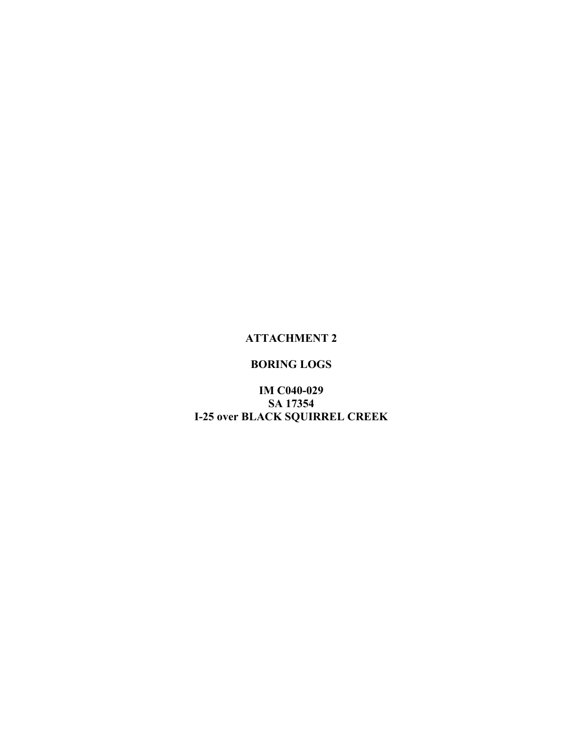# ATTACHMENT 2

## BORING LOGS

**IM C040-029**
**SA 17354**
**I-25 over BLACK SQUIRREL CREEK**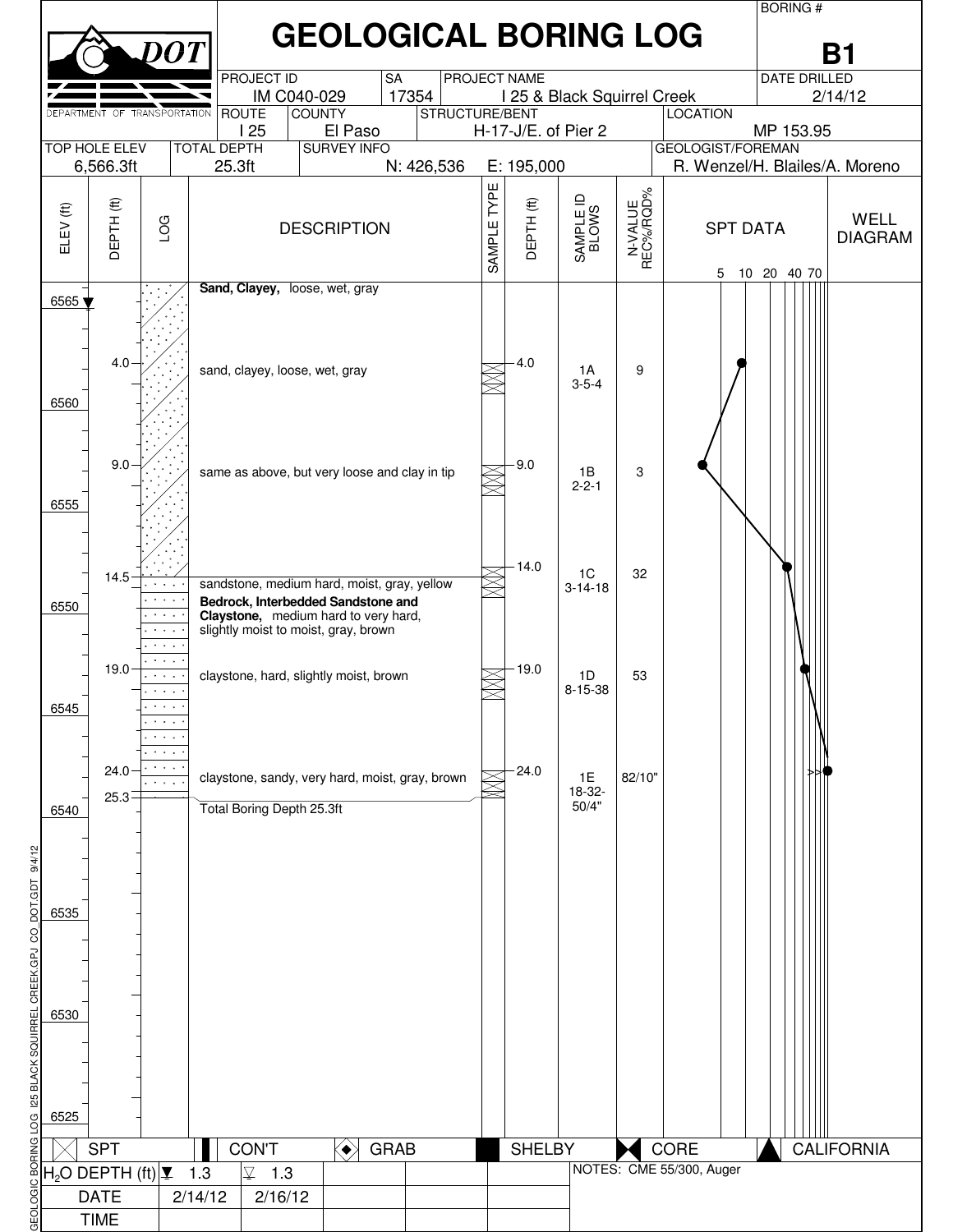# GEOLOGICAL BORING LOG

DOT — DEPARTMENT OF TRANSPORTATION

| BORING # | B1 |
|---|---|
| PROJECT ID | IM C040-029 |
| SA | 17354 |
| PROJECT NAME | I 25 & Black Squirrel Creek |
| DATE DRILLED | 2/14/12 |
| ROUTE | I 25 |
| COUNTY | El Paso |
| STRUCTURE/BENT | H-17-J/E. of Pier 2 |
| LOCATION | MP 153.95 |
| TOP HOLE ELEV | 6,566.3ft |
| TOTAL DEPTH | 25.3ft |
| SURVEY INFO | N: 426,536 E: 195,000 |
| GEOLOGIST/FOREMAN | R. Wenzel/H. Blailes/A. Moreno |

| ELEV (ft) | DEPTH (ft) | DESCRIPTION | SAMPLE TYPE | DEPTH (ft) | SAMPLE ID BLOWS | N-VALUE REC%/RQD% |
|---|---|---|---|---|---|---|
| 6565 ▼ | | **Sand, Clayey,** loose, wet, gray | | | | |
| | 4.0 | sand, clayey, loose, wet, gray | SPT | 4.0 | 1A 3-5-4 | 9 |
| 6560 | | | | | | |
| | 9.0 | same as above, but very loose and clay in tip | SPT | 9.0 | 1B 2-2-1 | 3 |
| 6555 | | | | | | |
| | | | SPT | 14.0 | 1C 3-14-18 | 32 |
| | 14.5 | sandstone, medium hard, moist, gray, yellow | | | | |
| 6550 | | **Bedrock, Interbedded Sandstone and Claystone,** medium hard to very hard, slightly moist to moist, gray, brown | | | | |
| | 19.0 | claystone, hard, slightly moist, brown | SPT | 19.0 | 1D 8-15-38 | 53 |
| 6545 | | | | | | |
| | 24.0 | claystone, sandy, very hard, moist, gray, brown | SPT | 24.0 | 1E 18-32-50/4" | 82/10" |
| | 25.3 | | | | | |
| 6540 | | Total Boring Depth 25.3ft | | | | |
| 6535 | | | | | | |
| 6530 | | | | | | |
| 6525 | | | | | | |

SPT DATA scale: 5 10 20 40 70

Legend: SPT | CON'T | GRAB | SHELBY | CORE | CALIFORNIA

| $H_2O$ DEPTH (ft) | ▼ 1.3 | ▽ 1.3 |
|---|---|---|
| DATE | 2/14/12 | 2/16/12 |
| TIME | | |

NOTES: CME 55/300, Auger

GEOLOGIC BORING LOG I25 BLACK SQUIRREL CREEK.GPJ CO_DOT.GDT 9/4/12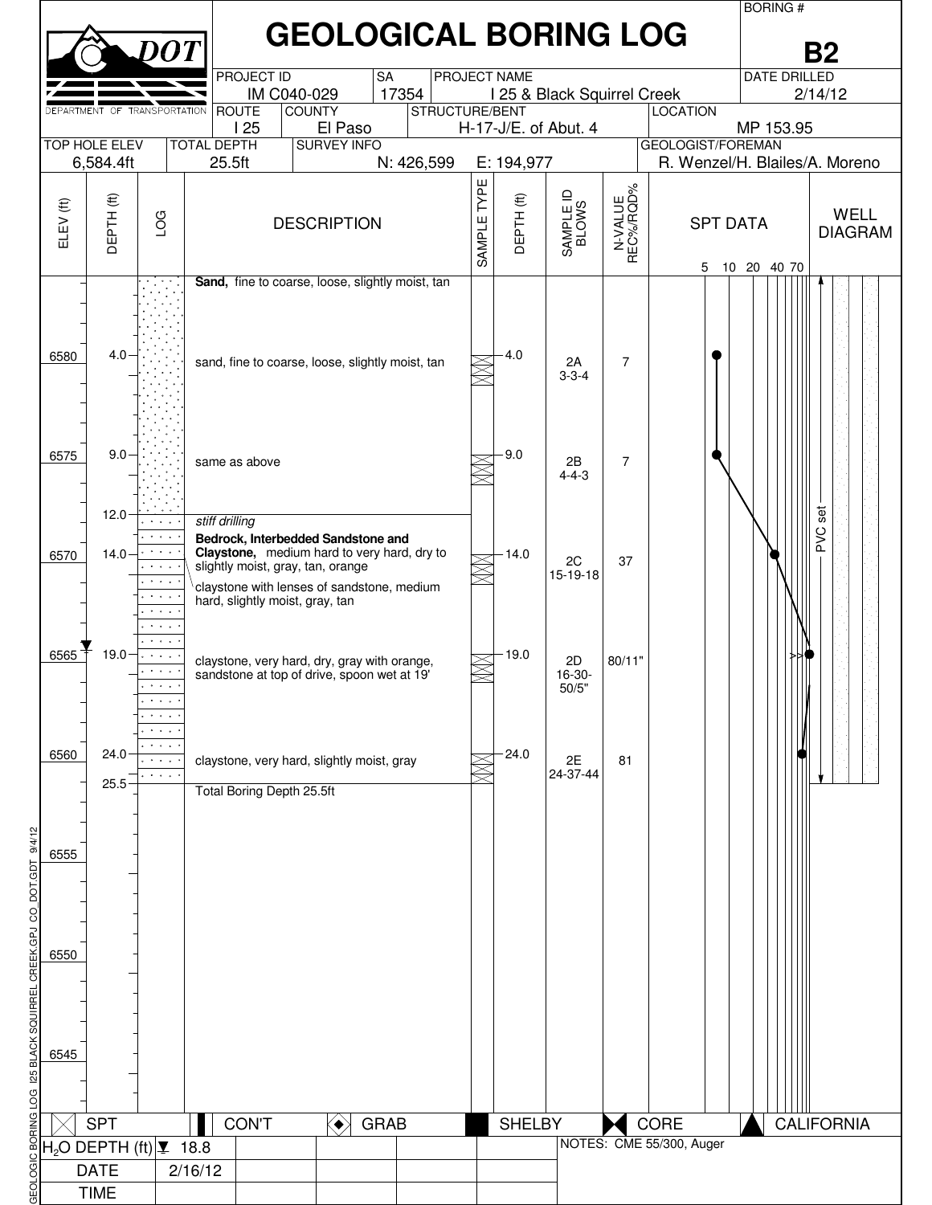# GEOLOGICAL BORING LOG

DEPARTMENT OF TRANSPORTATION

| BORING # | B2 |
|---|---|
| PROJECT ID | IM C040-029 |
| SA | 17354 |
| PROJECT NAME | I 25 & Black Squirrel Creek |
| DATE DRILLED | 2/14/12 |
| ROUTE | I 25 |
| COUNTY | El Paso |
| STRUCTURE/BENT | H-17-J/E. of Abut. 4 |
| LOCATION | MP 153.95 |
| TOP HOLE ELEV | 6,584.4ft |
| TOTAL DEPTH | 25.5ft |
| SURVEY INFO | N: 426,599 E: 194,977 |
| GEOLOGIST/FOREMAN | R. Wenzel/H. Blailes/A. Moreno |

| ELEV (ft) | DEPTH (ft) | DESCRIPTION | SAMPLE TYPE | DEPTH (ft) | SAMPLE ID BLOWS | N-VALUE REC%/RQD% |
|---|---|---|---|---|---|---|
| | | **Sand,** fine to coarse, loose, slightly moist, tan | | | | |
| 6580 | 4.0 | sand, fine to coarse, loose, slightly moist, tan | SPT | 4.0 | 2A 3-3-4 | 7 |
| 6575 | 9.0 | same as above | SPT | 9.0 | 2B 4-4-3 | 7 |
| | 12.0 | *stiff drilling* | | | | |
| | | **Bedrock, Interbedded Sandstone and Claystone,** medium hard to very hard, dry to slightly moist, gray, tan, orange | | | | |
| 6570 | 14.0 | claystone with lenses of sandstone, medium hard, slightly moist, gray, tan | SPT | 14.0 | 2C 15-19-18 | 37 |
| 6565 | 19.0 | claystone, very hard, dry, gray with orange, sandstone at top of drive, spoon wet at 19' | SPT | 19.0 | 2D 16-30-50/5" | 80/11" |
| 6560 | 24.0 | claystone, very hard, slightly moist, gray | SPT | 24.0 | 2E 24-37-44 | 81 |
| | 25.5 | Total Boring Depth 25.5ft | | | | |

SPT DATA scale: 5 10 20 40 70

WELL DIAGRAM: PVC set

Sample types: SPT, CON'T, GRAB, SHELBY, CORE, CALIFORNIA

| $H_2O$ DEPTH (ft) | 18.8 |
|---|---|
| DATE | 2/16/12 |
| TIME | |

NOTES: CME 55/300, Auger

GEOLOGIC BORING LOG I25 BLACK SQUIRREL CREEK.GPJ CO_DOT.GDT 9/4/12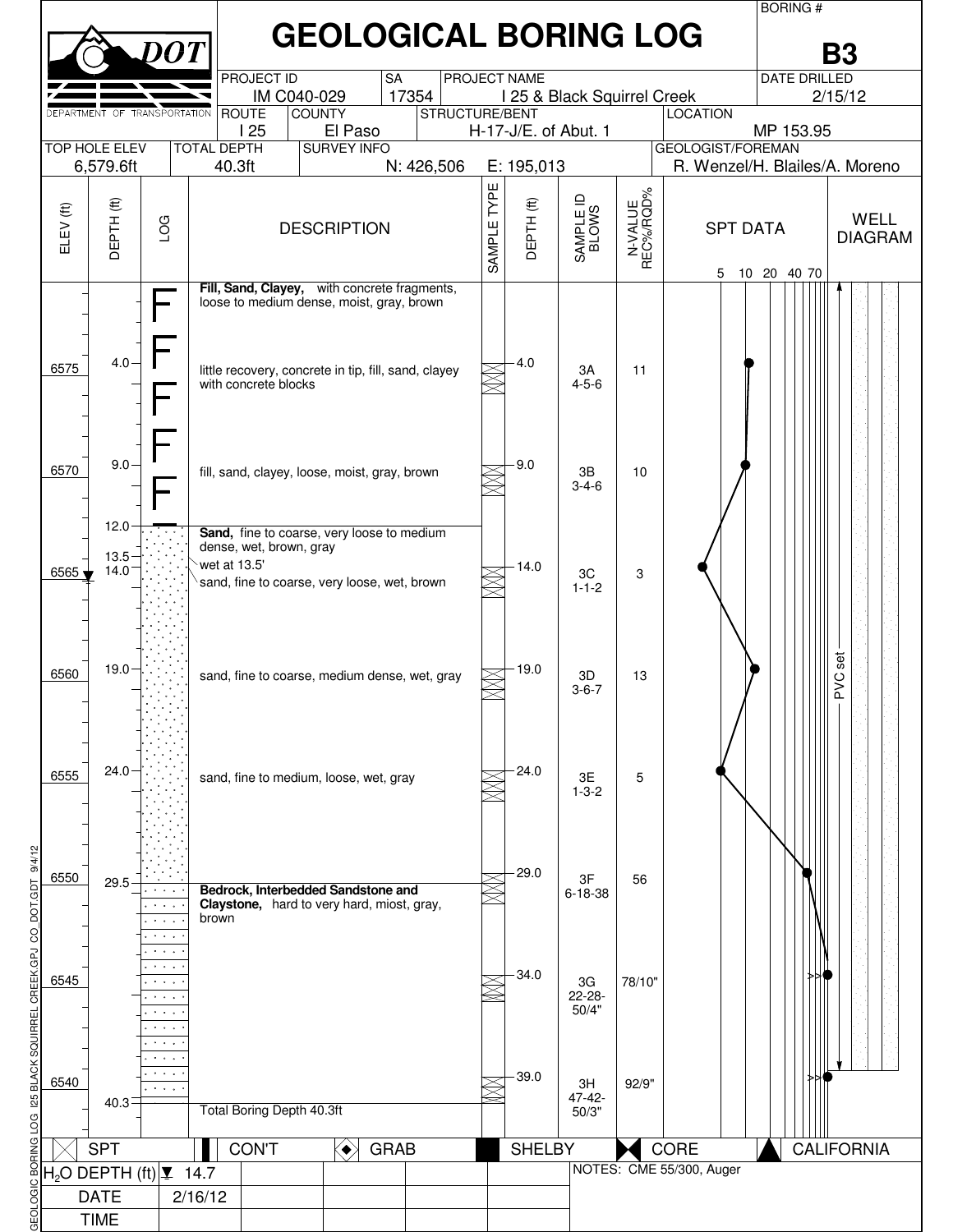# GEOLOGICAL BORING LOG

DOT — DEPARTMENT OF TRANSPORTATION

| BORING # | B3 |
|---|---|
| PROJECT ID | IM C040-029 |
| SA | 17354 |
| PROJECT NAME | I 25 & Black Squirrel Creek |
| DATE DRILLED | 2/15/12 |
| ROUTE | I 25 |
| COUNTY | El Paso |
| STRUCTURE/BENT | H-17-J/E. of Abut. 1 |
| LOCATION | MP 153.95 |
| TOP HOLE ELEV | 6,579.6ft |
| TOTAL DEPTH | 40.3ft |
| SURVEY INFO | N: 426,506 E: 195,013 |
| GEOLOGIST/FOREMAN | R. Wenzel/H. Blailes/A. Moreno |

| ELEV (ft) | DEPTH (ft) | LOG | DESCRIPTION | SAMPLE TYPE | DEPTH (ft) | SAMPLE ID BLOWS | N-VALUE REC%/RQD% |
|---|---|---|---|---|---|---|---|
| | | F | **Fill, Sand, Clayey,** with concrete fragments, loose to medium dense, moist, gray, brown | | | | |
| 6575 | 4.0 | F | little recovery, concrete in tip, fill, sand, clayey with concrete blocks | SPT | 4.0 | 3A 4-5-6 | 11 |
| 6570 | 9.0 | F | fill, sand, clayey, loose, moist, gray, brown | SPT | 9.0 | 3B 3-4-6 | 10 |
| | 12.0 | | **Sand,** fine to coarse, very loose to medium dense, wet, brown, gray | | | | |
| | 13.5 | | wet at 13.5' | | | | |
| 6565 | 14.0 | | sand, fine to coarse, very loose, wet, brown | SPT | 14.0 | 3C 1-1-2 | 3 |
| 6560 | 19.0 | | sand, fine to coarse, medium dense, wet, gray | SPT | 19.0 | 3D 3-6-7 | 13 |
| 6555 | 24.0 | | sand, fine to medium, loose, wet, gray | SPT | 24.0 | 3E 1-3-2 | 5 |
| 6550 | | | | SPT | 29.0 | 3F 6-18-38 | 56 |
| | 29.5 | | **Bedrock, Interbedded Sandstone and Claystone,** hard to very hard, miost, gray, brown | | | | |
| 6545 | | | | SPT | 34.0 | 3G 22-28-50/4" | 78/10" |
| 6540 | | | | SPT | 39.0 | 3H 47-42-50/3" | 92/9" |
| | 40.3 | | Total Boring Depth 40.3ft | | | | |

SPT DATA: 5 10 20 40 70

WELL DIAGRAM: PVC set

Legend: SPT | CON'T | GRAB | SHELBY | CORE | CALIFORNIA

| $H_2O$ DEPTH (ft) | 14.7 |
|---|---|
| DATE | 2/16/12 |
| TIME | |

NOTES: CME 55/300, Auger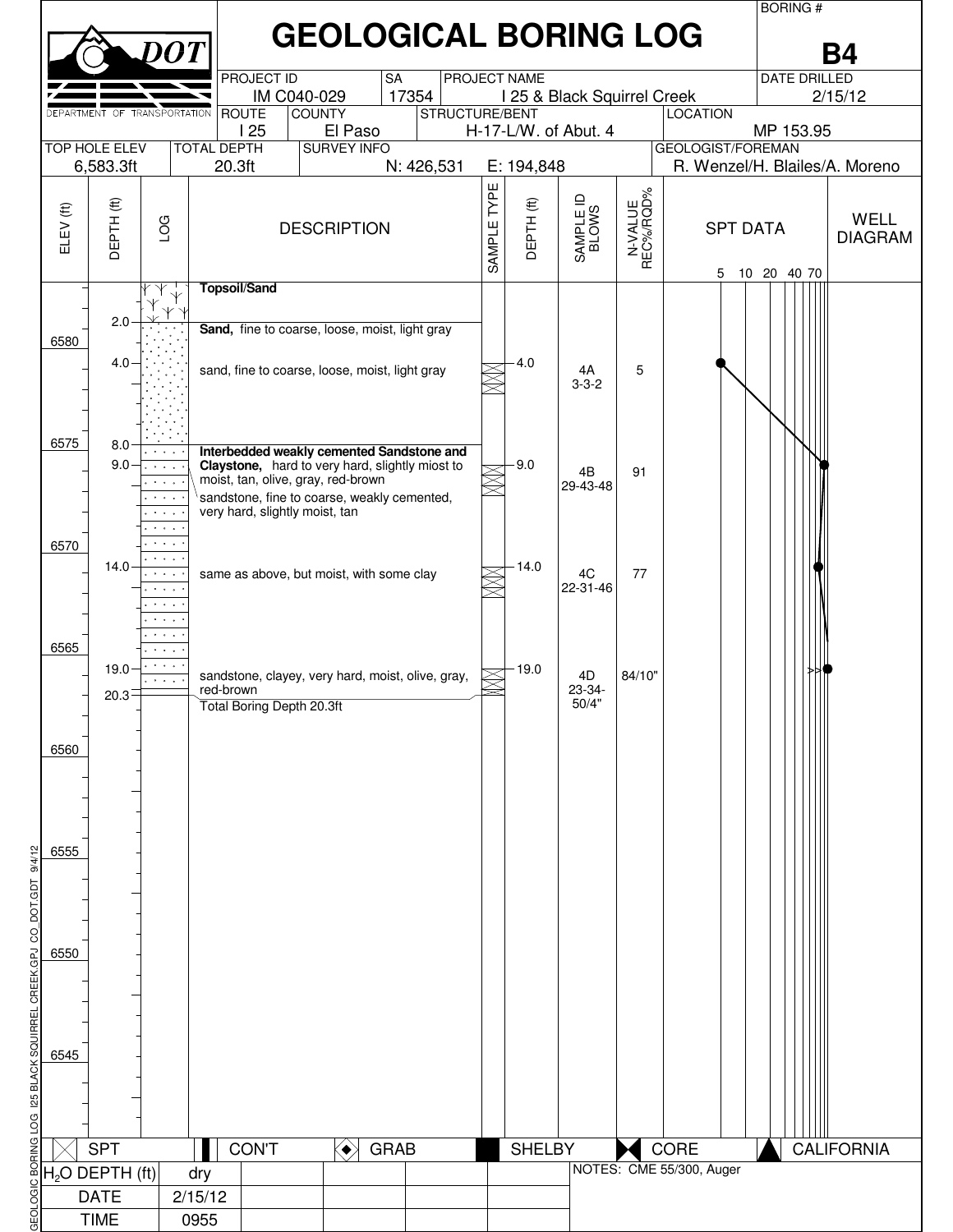# GEOLOGICAL BORING LOG

DEPARTMENT OF TRANSPORTATION

BORING # **B4**

| PROJECT ID | SA | PROJECT NAME | DATE DRILLED |
|---|---|---|---|
| IM C040-029 | 17354 | I 25 & Black Squirrel Creek | 2/15/12 |

| ROUTE | COUNTY | STRUCTURE/BENT | LOCATION |
|---|---|---|---|
| I 25 | El Paso | H-17-L/W. of Abut. 4 | MP 153.95 |

| TOP HOLE ELEV | TOTAL DEPTH | SURVEY INFO | GEOLOGIST/FOREMAN |
|---|---|---|---|
| 6,583.3ft | 20.3ft | N: 426,531 E: 194,848 | R. Wenzel/H. Blailes/A. Moreno |

| ELEV (ft) | DEPTH (ft) | DESCRIPTION | SAMPLE TYPE | DEPTH (ft) | SAMPLE ID BLOWS | N-VALUE REC%/RQD% |
|---|---|---|---|---|---|---|
| 6583.3 | 0.0 | **Topsoil/Sand** | | | | |
| | 2.0 | **Sand,** fine to coarse, loose, moist, light gray | | | | |
| | 4.0 | sand, fine to coarse, loose, moist, light gray | SPT | 4.0 | 4A 3-3-2 | 5 |
| | 8.0 | **Interbedded weakly cemented Sandstone and Claystone,** hard to very hard, slightly miost to moist, tan, olive, gray, red-brown | | | | |
| | 9.0 | sandstone, fine to coarse, weakly cemented, very hard, slightly moist, tan | SPT | 9.0 | 4B 29-43-48 | 91 |
| | 14.0 | same as above, but moist, with some clay | SPT | 14.0 | 4C 22-31-46 | 77 |
| | 19.0 | sandstone, clayey, very hard, moist, olive, gray, red-brown | SPT | 19.0 | 4D 23-34-50/4" | 84/10" |
| | 20.3 | Total Boring Depth 20.3ft | | | | |

Legend: SPT | CON'T | GRAB | SHELBY | CORE | CALIFORNIA

| $H_2O$ DEPTH (ft) | dry |
|---|---|
| DATE | 2/15/12 |
| TIME | 0955 |

NOTES: CME 55/300, Auger

GEOLOGIC BORING LOG I25 BLACK SQUIRREL CREEK.GPJ CO_DOT.GDT 9/4/12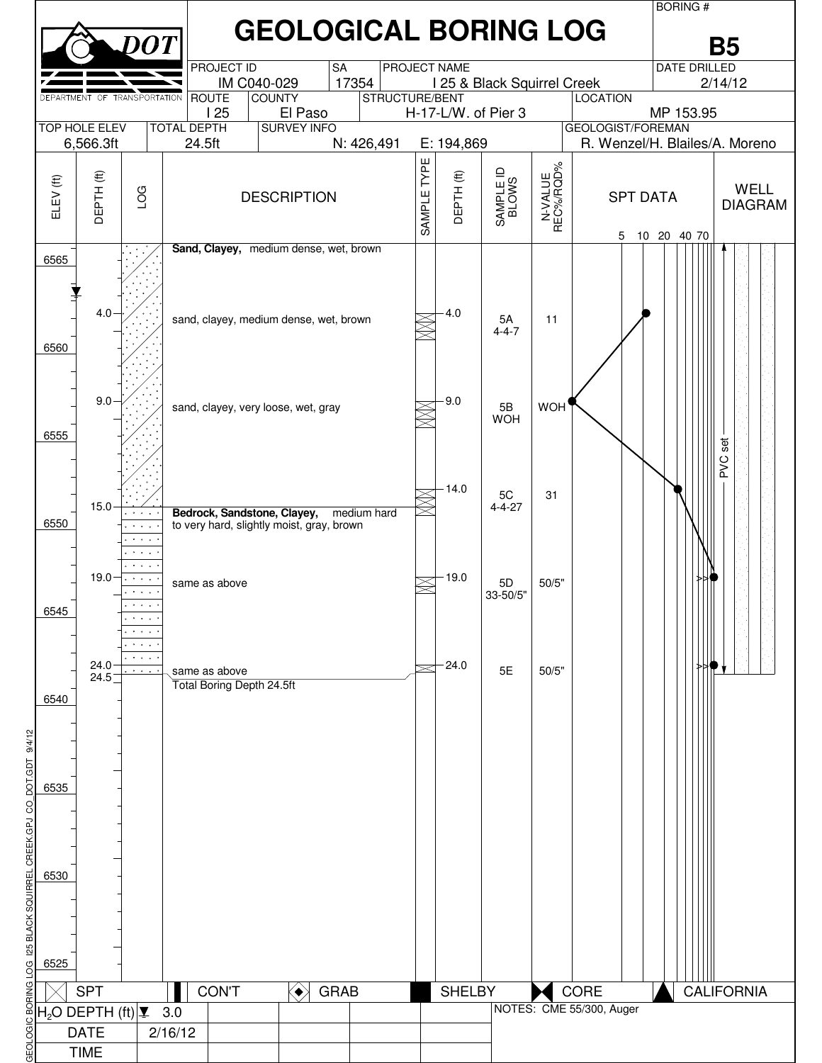# GEOLOGICAL BORING LOG

DOT — DEPARTMENT OF TRANSPORTATION

**BORING #** B5

| PROJECT ID | SA | PROJECT NAME | DATE DRILLED |
|---|---|---|---|
| IM C040-029 | 17354 | I 25 & Black Squirrel Creek | 2/14/12 |

| ROUTE | COUNTY | STRUCTURE/BENT | LOCATION |
|---|---|---|---|
| I 25 | El Paso | H-17-L/W. of Pier 3 | MP 153.95 |

| TOP HOLE ELEV | TOTAL DEPTH | SURVEY INFO | GEOLOGIST/FOREMAN |
|---|---|---|---|
| 6,566.3ft | 24.5ft | N: 426,491 E: 194,869 | R. Wenzel/H. Blailes/A. Moreno |

| ELEV (ft) | DEPTH (ft) | DESCRIPTION | SAMPLE TYPE | DEPTH (ft) | SAMPLE ID BLOWS | N-VALUE REC%/RQD% |
|---|---|---|---|---|---|---|
| 6566.3 | 0.0 | **Sand, Clayey,** medium dense, wet, brown | | | | |
| 6562.3 | 4.0 | sand, clayey, medium dense, wet, brown | SPT | 4.0 | 5A 4-4-7 | 11 |
| 6557.3 | 9.0 | sand, clayey, very loose, wet, gray | SPT | 9.0 | 5B WOH | WOH |
| | | | SPT | 14.0 | 5C 4-4-27 | 31 |
| 6551.3 | 15.0 | **Bedrock, Sandstone, Clayey,** medium hard to very hard, slightly moist, gray, brown | | | | |
| 6547.3 | 19.0 | same as above | SPT | 19.0 | 5D 33-50/5" | 50/5" |
| 6542.3 | 24.0 | same as above | SPT | 24.0 | 5E | 50/5" |
| 6541.8 | 24.5 | Total Boring Depth 24.5ft | | | | |

SPT DATA scale: 5, 10, 20, 40, 70

WELL DIAGRAM: PVC set

Legend: SPT | CON'T | GRAB | SHELBY | CORE | CALIFORNIA

| $H_2O$ DEPTH (ft) | 3.0 |
|---|---|
| DATE | 2/16/12 |
| TIME | |

NOTES: CME 55/300, Auger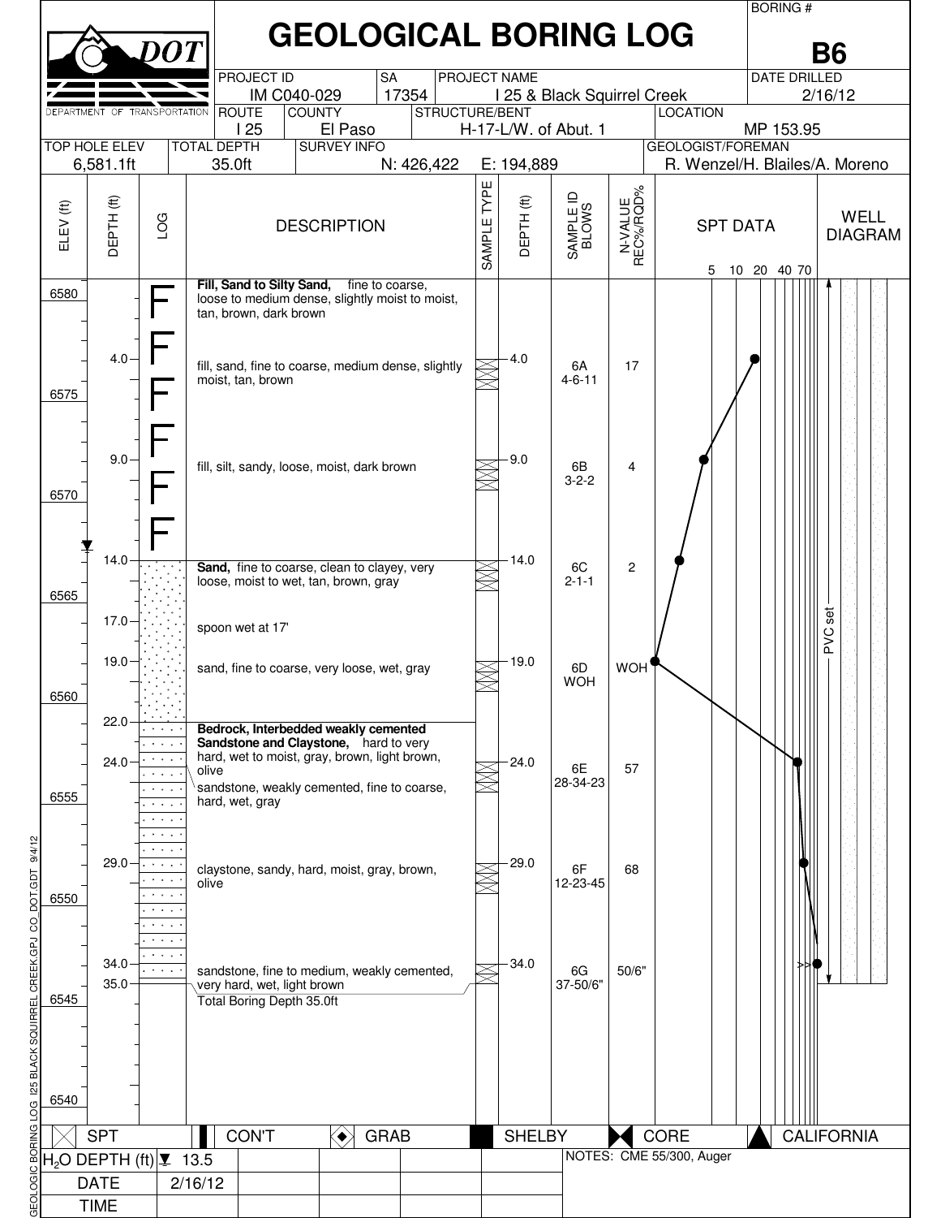# GEOLOGICAL BORING LOG

DOT — DEPARTMENT OF TRANSPORTATION

| BORING # | B6 |
|---|---|
| PROJECT ID | IM C040-029 |
| SA | 17354 |
| PROJECT NAME | I 25 & Black Squirrel Creek |
| DATE DRILLED | 2/16/12 |
| ROUTE | I 25 |
| COUNTY | El Paso |
| STRUCTURE/BENT | H-17-L/W. of Abut. 1 |
| LOCATION | MP 153.95 |
| TOP HOLE ELEV | 6,581.1ft |
| TOTAL DEPTH | 35.0ft |
| SURVEY INFO | N: 426,422 E: 194,889 |
| GEOLOGIST/FOREMAN | R. Wenzel/H. Blailes/A. Moreno |

| ELEV (ft) | DEPTH (ft) | LOG | DESCRIPTION | SAMPLE TYPE | DEPTH (ft) | SAMPLE ID BLOWS | N-VALUE REC%/RQD% |
|---|---|---|---|---|---|---|---|
| 6580 | | F | **Fill, Sand to Silty Sand,** fine to coarse, loose to medium dense, slightly moist to moist, tan, brown, dark brown | | | | |
| | 4.0 | F | fill, sand, fine to coarse, medium dense, slightly moist, tan, brown | SPT | 4.0 | 6A 4-6-11 | 17 |
| 6575 | | F | | | | | |
| | 9.0 | F | fill, silt, sandy, loose, moist, dark brown | SPT | 9.0 | 6B 3-2-2 | 4 |
| 6570 | | F | | | | | |
| | 14.0 | Sand | **Sand,** fine to coarse, clean to clayey, very loose, moist to wet, tan, brown, gray | SPT | 14.0 | 6C 2-1-1 | 2 |
| 6565 | | | | | | | |
| | 17.0 | | spoon wet at 17' | | | | |
| | 19.0 | | sand, fine to coarse, very loose, wet, gray | SPT | 19.0 | 6D WOH | WOH |
| 6560 | | | | | | | |
| | 22.0 | Bedrock | **Bedrock, Interbedded weakly cemented Sandstone and Claystone,** hard to very hard, wet to moist, gray, brown, light brown, olive | | | | |
| | 24.0 | | sandstone, weakly cemented, fine to coarse, hard, wet, gray | SPT | 24.0 | 6E 28-34-23 | 57 |
| 6555 | | | | | | | |
| | 29.0 | | claystone, sandy, hard, moist, gray, brown, olive | SPT | 29.0 | 6F 12-23-45 | 68 |
| 6550 | | | | | | | |
| | 34.0 | | sandstone, fine to medium, weakly cemented, very hard, wet, light brown | SPT | 34.0 | 6G 37-50/6" | 50/6" |
| | 35.0 | | Total Boring Depth 35.0ft | | | | |
| 6545 | | | | | | | |
| 6540 | | | | | | | |

SPT DATA: 5 10 20 40 70

WELL DIAGRAM: PVC set

Legend: SPT | CON'T | GRAB | SHELBY | CORE | CALIFORNIA

| $H_2O$ DEPTH (ft) | 13.5 |
|---|---|
| DATE | 2/16/12 |
| TIME | |

NOTES: CME 55/300, Auger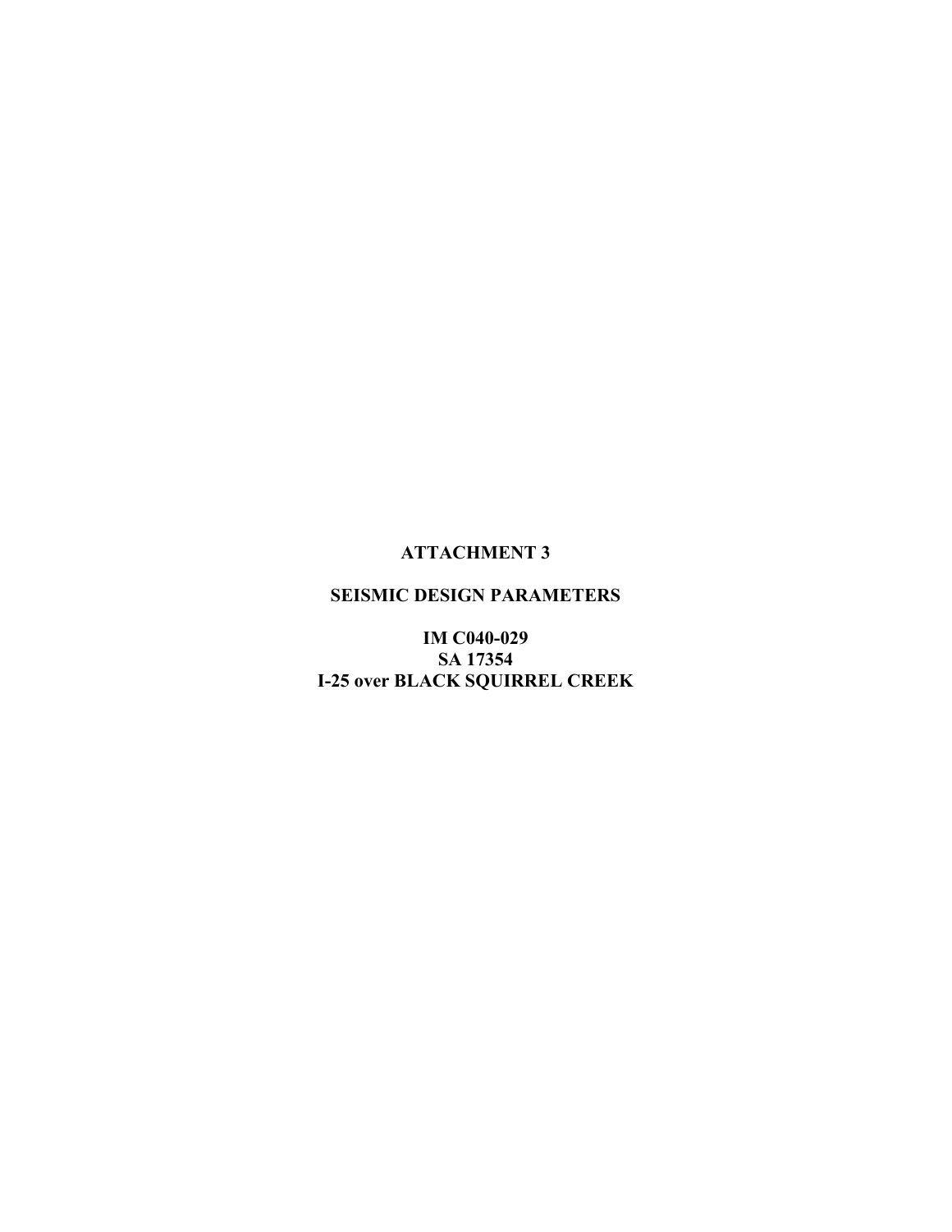# ATTACHMENT 3

## SEISMIC DESIGN PARAMETERS

**IM C040-029**
**SA 17354**
**I-25 over BLACK SQUIRREL CREEK**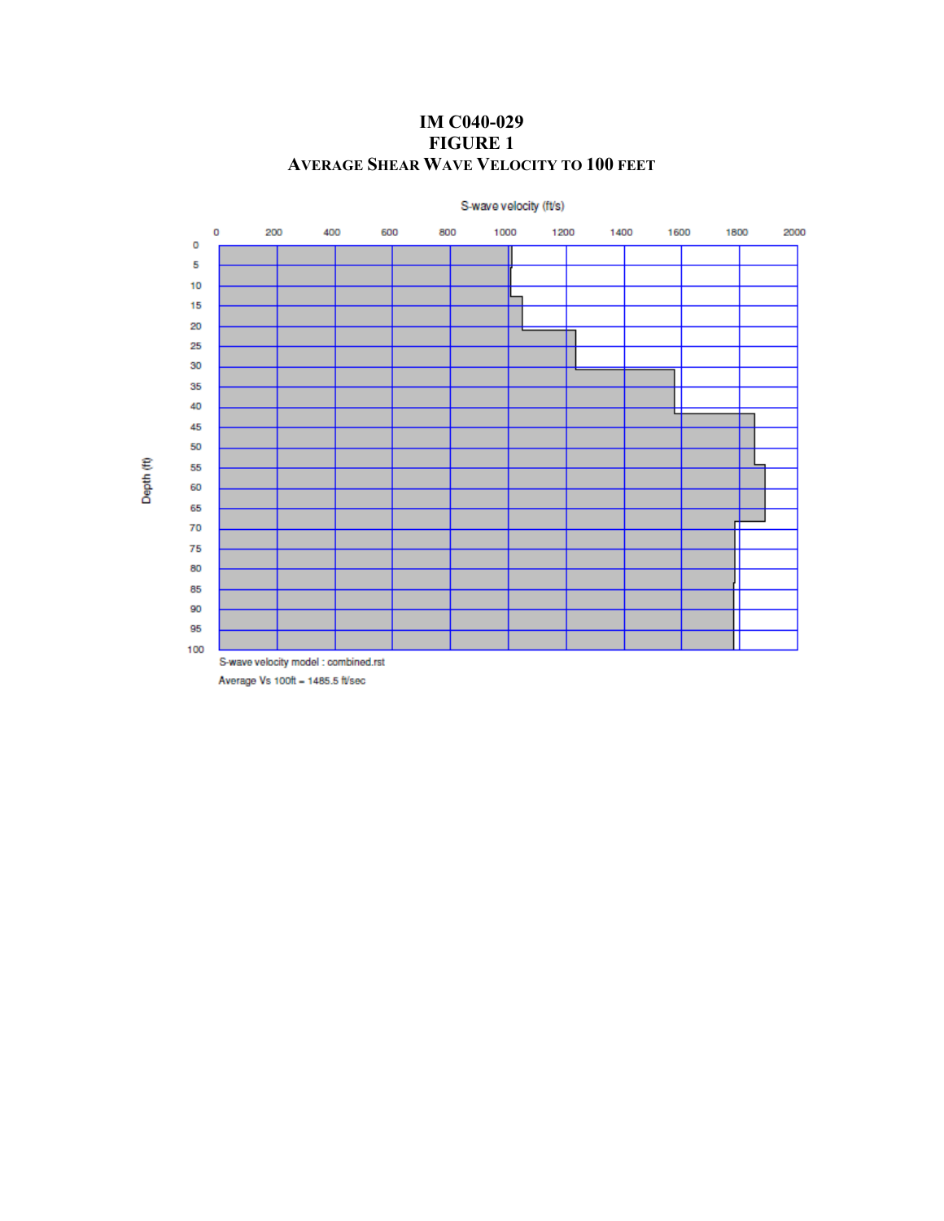# IM C040-029

## FIGURE 1

### AVERAGE SHEAR WAVE VELOCITY TO 100 FEET

S-wave velocity model : combined.rst

Average Vs 100ft = 1485.5 ft/sec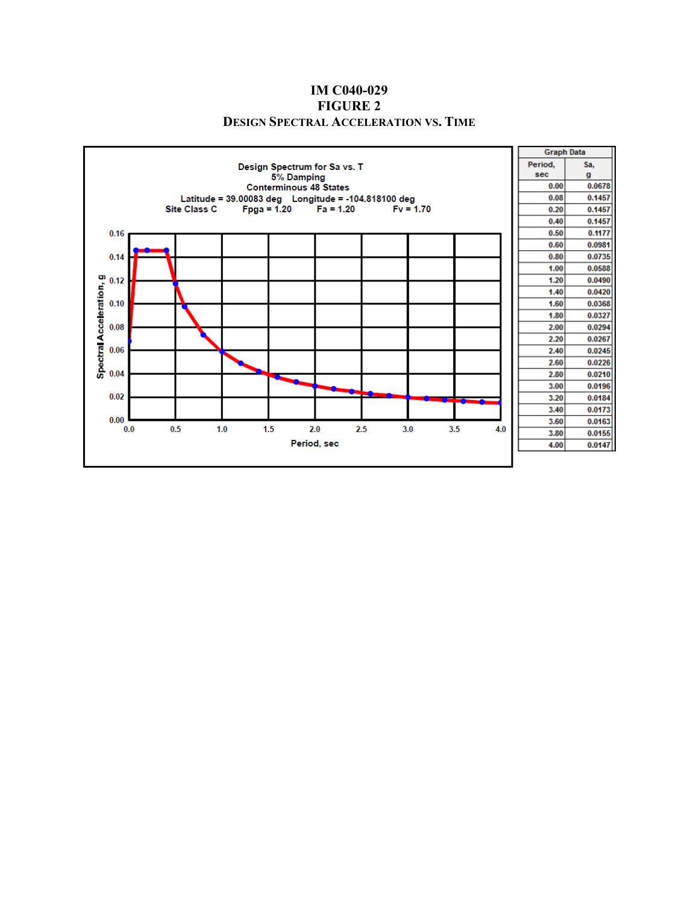# IM C040-029
# FIGURE 2
## Design Spectral Acceleration vs. Time

Design Spectrum for Sa vs. T
5% Damping
Conterminous 48 States
Latitude = 39.00083 deg Longitude = -104.818100 deg
Site Class C Fpga = 1.20 Fa = 1.20 Fv = 1.70

| Graph Data | |
|---|---|
| Period, sec | Sa, g |
| 0.00 | 0.0678 |
| 0.08 | 0.1457 |
| 0.20 | 0.1457 |
| 0.40 | 0.1457 |
| 0.50 | 0.1177 |
| 0.60 | 0.0981 |
| 0.80 | 0.0735 |
| 1.00 | 0.0588 |
| 1.20 | 0.0490 |
| 1.40 | 0.0420 |
| 1.60 | 0.0368 |
| 1.80 | 0.0327 |
| 2.00 | 0.0294 |
| 2.20 | 0.0267 |
| 2.40 | 0.0245 |
| 2.60 | 0.0226 |
| 2.80 | 0.0210 |
| 3.00 | 0.0196 |
| 3.20 | 0.0184 |
| 3.40 | 0.0173 |
| 3.60 | 0.0163 |
| 3.80 | 0.0155 |
| 4.00 | 0.0147 |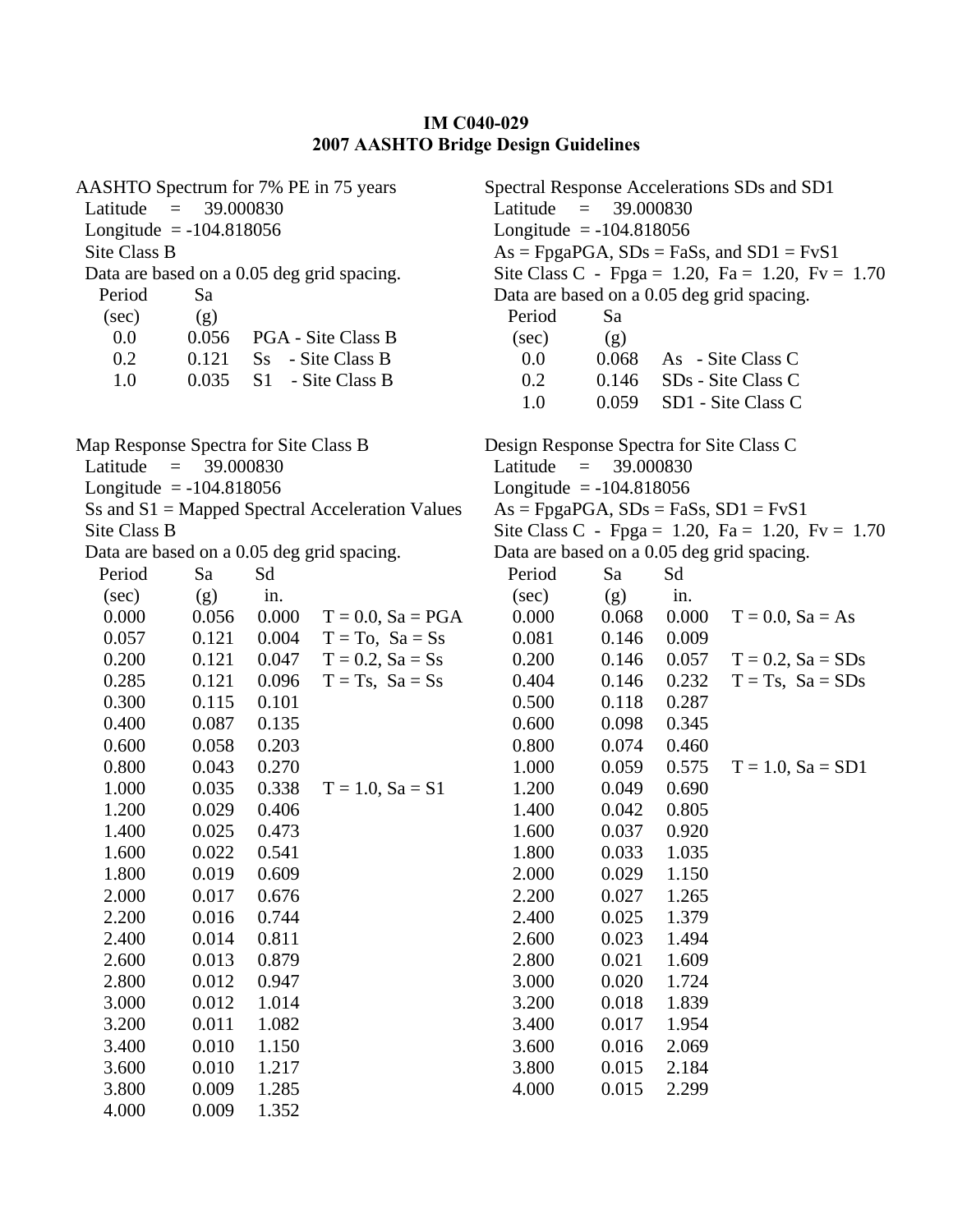**IM C040-029**
**2007 AASHTO Bridge Design Guidelines**

AASHTO Spectrum for 7% PE in 75 years
Latitude = 39.000830
Longitude = -104.818056
Site Class B
Data are based on a 0.05 deg grid spacing.

| Period (sec) | Sa (g) | |
|---|---|---|
| 0.0 | 0.056 | PGA - Site Class B |
| 0.2 | 0.121 | Ss - Site Class B |
| 1.0 | 0.035 | S1 - Site Class B |

Spectral Response Accelerations SDs and SD1
Latitude = 39.000830
Longitude = -104.818056
As = FpgaPGA, SDs = FaSs, and SD1 = FvS1
Site Class C - Fpga = 1.20, Fa = 1.20, Fv = 1.70
Data are based on a 0.05 deg grid spacing.

| Period (sec) | Sa (g) | |
|---|---|---|
| 0.0 | 0.068 | As - Site Class C |
| 0.2 | 0.146 | SDs - Site Class C |
| 1.0 | 0.059 | SD1 - Site Class C |

Map Response Spectra for Site Class B
Latitude = 39.000830
Longitude = -104.818056
Ss and S1 = Mapped Spectral Acceleration Values
Site Class B
Data are based on a 0.05 deg grid spacing.

| Period (sec) | Sa (g) | Sd in. | |
|---|---|---|---|
| 0.000 | 0.056 | 0.000 | T = 0.0, Sa = PGA |
| 0.057 | 0.121 | 0.004 | T = To, Sa = Ss |
| 0.200 | 0.121 | 0.047 | T = 0.2, Sa = Ss |
| 0.285 | 0.121 | 0.096 | T = Ts, Sa = Ss |
| 0.300 | 0.115 | 0.101 | |
| 0.400 | 0.087 | 0.135 | |
| 0.600 | 0.058 | 0.203 | |
| 0.800 | 0.043 | 0.270 | |
| 1.000 | 0.035 | 0.338 | T = 1.0, Sa = S1 |
| 1.200 | 0.029 | 0.406 | |
| 1.400 | 0.025 | 0.473 | |
| 1.600 | 0.022 | 0.541 | |
| 1.800 | 0.019 | 0.609 | |
| 2.000 | 0.017 | 0.676 | |
| 2.200 | 0.016 | 0.744 | |
| 2.400 | 0.014 | 0.811 | |
| 2.600 | 0.013 | 0.879 | |
| 2.800 | 0.012 | 0.947 | |
| 3.000 | 0.012 | 1.014 | |
| 3.200 | 0.011 | 1.082 | |
| 3.400 | 0.010 | 1.150 | |
| 3.600 | 0.010 | 1.217 | |
| 3.800 | 0.009 | 1.285 | |
| 4.000 | 0.009 | 1.352 | |

Design Response Spectra for Site Class C
Latitude = 39.000830
Longitude = -104.818056
As = FpgaPGA, SDs = FaSs, SD1 = FvS1
Site Class C - Fpga = 1.20, Fa = 1.20, Fv = 1.70
Data are based on a 0.05 deg grid spacing.

| Period (sec) | Sa (g) | Sd in. | |
|---|---|---|---|
| 0.000 | 0.068 | 0.000 | T = 0.0, Sa = As |
| 0.081 | 0.146 | 0.009 | |
| 0.200 | 0.146 | 0.057 | T = 0.2, Sa = SDs |
| 0.404 | 0.146 | 0.232 | T = Ts, Sa = SDs |
| 0.500 | 0.118 | 0.287 | |
| 0.600 | 0.098 | 0.345 | |
| 0.800 | 0.074 | 0.460 | |
| 1.000 | 0.059 | 0.575 | T = 1.0, Sa = SD1 |
| 1.200 | 0.049 | 0.690 | |
| 1.400 | 0.042 | 0.805 | |
| 1.600 | 0.037 | 0.920 | |
| 1.800 | 0.033 | 1.035 | |
| 2.000 | 0.029 | 1.150 | |
| 2.200 | 0.027 | 1.265 | |
| 2.400 | 0.025 | 1.379 | |
| 2.600 | 0.023 | 1.494 | |
| 2.800 | 0.021 | 1.609 | |
| 3.000 | 0.020 | 1.724 | |
| 3.200 | 0.018 | 1.839 | |
| 3.400 | 0.017 | 1.954 | |
| 3.600 | 0.016 | 2.069 | |
| 3.800 | 0.015 | 2.184 | |
| 4.000 | 0.015 | 2.299 | |